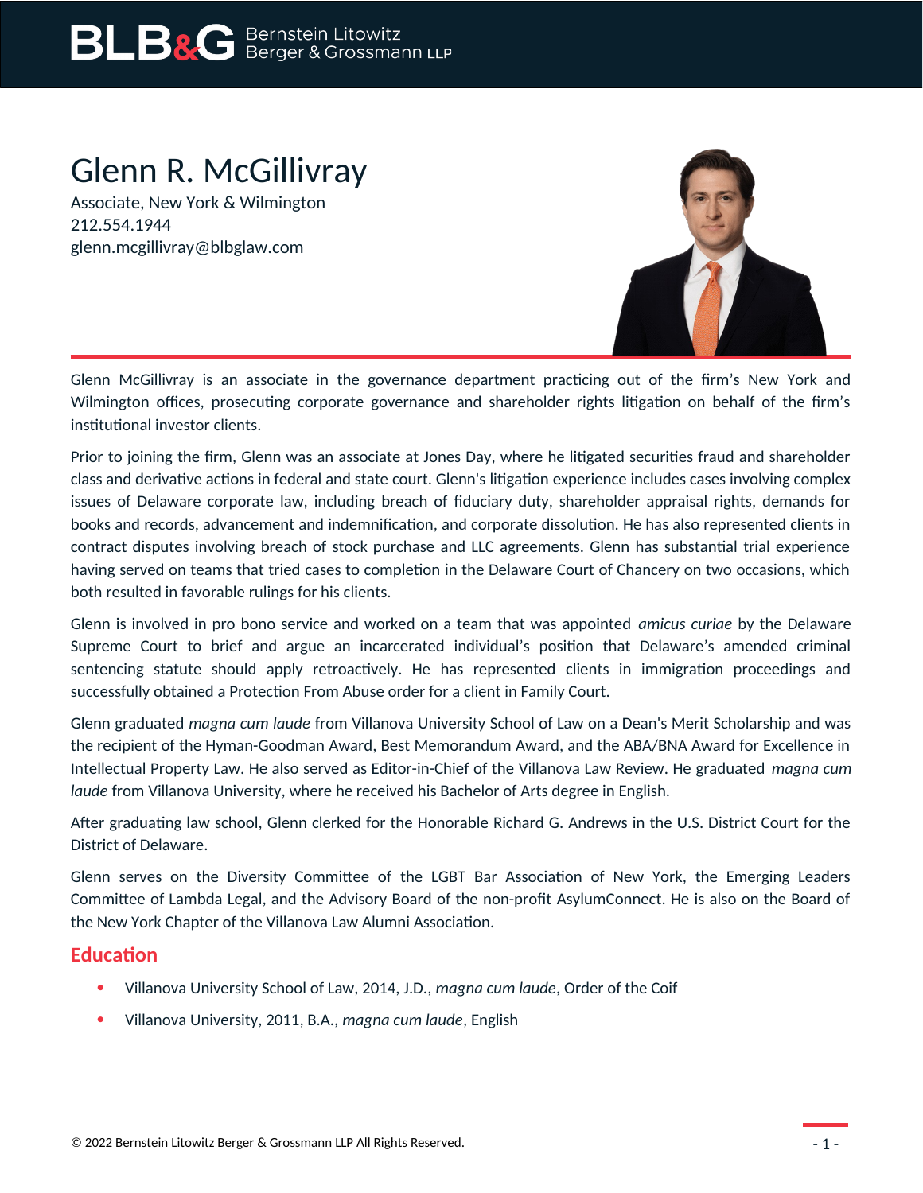# Glenn R. McGillivray

Associate, New York & Wilmington
212.554.1944
glenn.mcgillivray@blbglaw.com

Glenn McGillivray is an associate in the governance department practicing out of the firm's New York and Wilmington offices, prosecuting corporate governance and shareholder rights litigation on behalf of the firm's institutional investor clients.

Prior to joining the firm, Glenn was an associate at Jones Day, where he litigated securities fraud and shareholder class and derivative actions in federal and state court. Glenn's litigation experience includes cases involving complex issues of Delaware corporate law, including breach of fiduciary duty, shareholder appraisal rights, demands for books and records, advancement and indemnification, and corporate dissolution. He has also represented clients in contract disputes involving breach of stock purchase and LLC agreements. Glenn has substantial trial experience having served on teams that tried cases to completion in the Delaware Court of Chancery on two occasions, which both resulted in favorable rulings for his clients.

Glenn is involved in pro bono service and worked on a team that was appointed *amicus curiae* by the Delaware Supreme Court to brief and argue an incarcerated individual's position that Delaware's amended criminal sentencing statute should apply retroactively. He has represented clients in immigration proceedings and successfully obtained a Protection From Abuse order for a client in Family Court.

Glenn graduated *magna cum laude* from Villanova University School of Law on a Dean's Merit Scholarship and was the recipient of the Hyman-Goodman Award, Best Memorandum Award, and the ABA/BNA Award for Excellence in Intellectual Property Law. He also served as Editor-in-Chief of the Villanova Law Review. He graduated *magna cum laude* from Villanova University, where he received his Bachelor of Arts degree in English.

After graduating law school, Glenn clerked for the Honorable Richard G. Andrews in the U.S. District Court for the District of Delaware.

Glenn serves on the Diversity Committee of the LGBT Bar Association of New York, the Emerging Leaders Committee of Lambda Legal, and the Advisory Board of the non-profit AsylumConnect. He is also on the Board of the New York Chapter of the Villanova Law Alumni Association.

## Education

- Villanova University School of Law, 2014, J.D., *magna cum laude*, Order of the Coif
- Villanova University, 2011, B.A., *magna cum laude*, English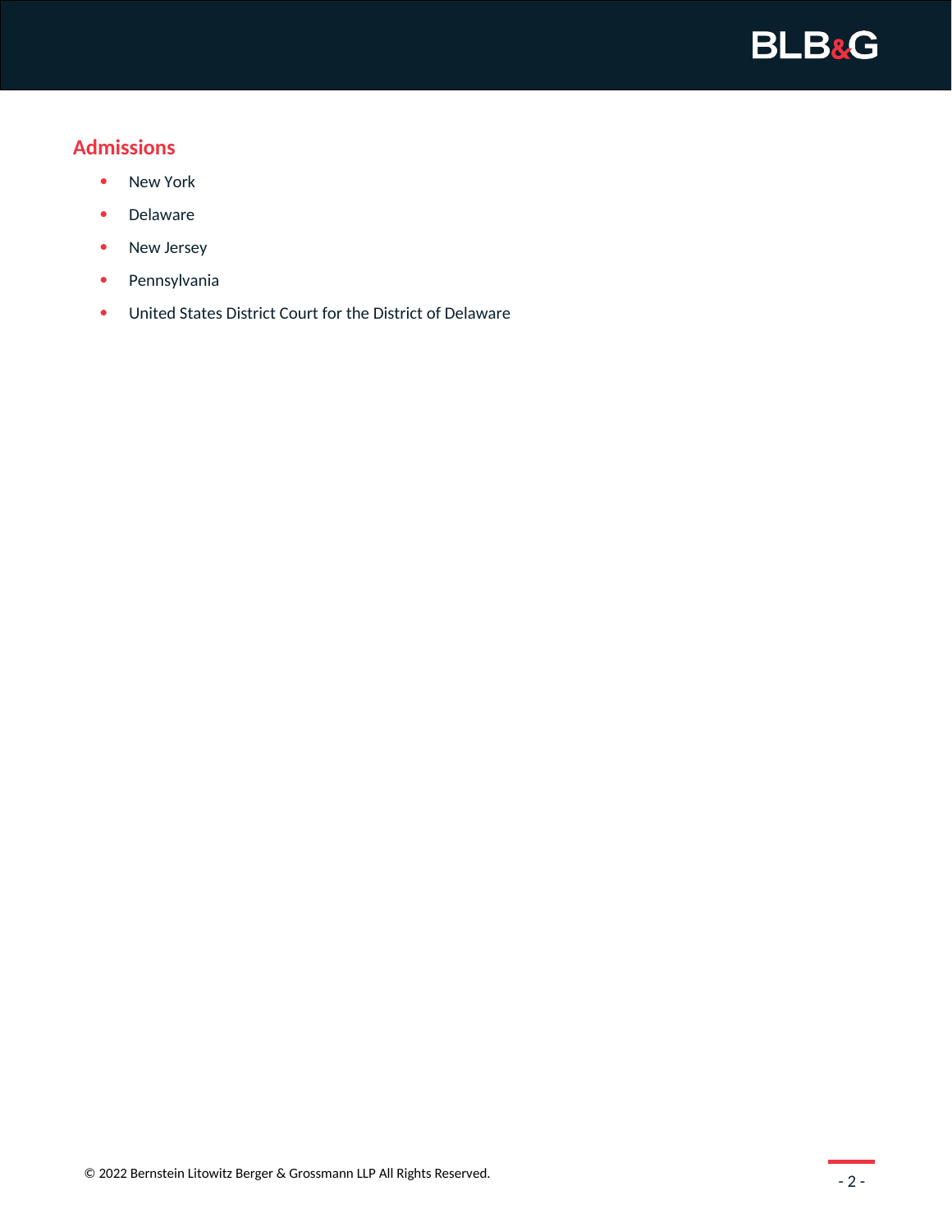## Admissions

- New York
- Delaware
- New Jersey
- Pennsylvania
- United States District Court for the District of Delaware

© 2022 Bernstein Litowitz Berger & Grossmann LLP All Rights Reserved.